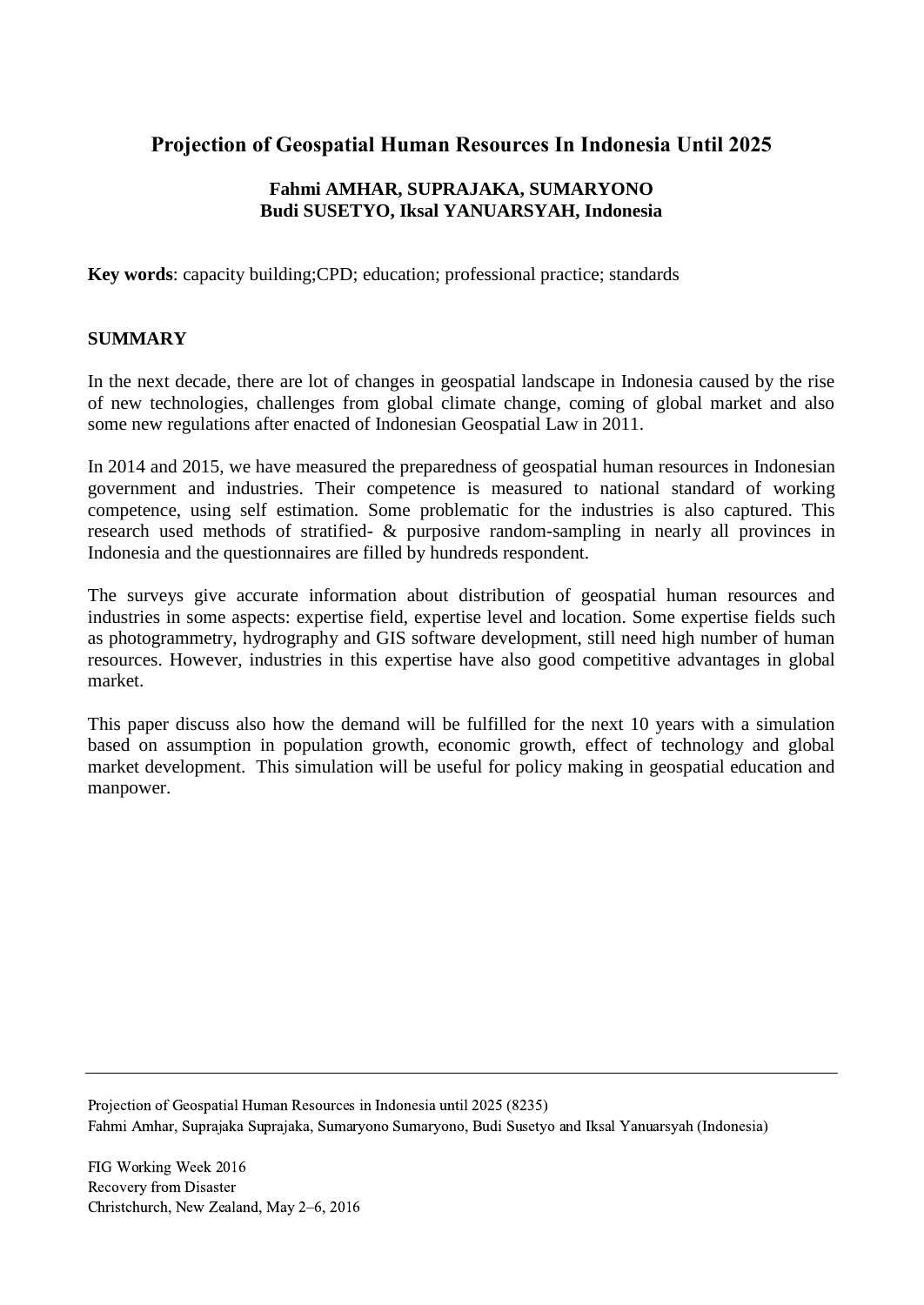# Projection of Geospatial Human Resources In Indonesia Until 2025

**Fahmi AMHAR, SUPRAJAKA, SUMARYONO**
**Budi SUSETYO, Iksal YANUARSYAH, Indonesia**

**Key words**: capacity building;CPD; education; professional practice; standards

## SUMMARY

In the next decade, there are lot of changes in geospatial landscape in Indonesia caused by the rise of new technologies, challenges from global climate change, coming of global market and also some new regulations after enacted of Indonesian Geospatial Law in 2011.

In 2014 and 2015, we have measured the preparedness of geospatial human resources in Indonesian government and industries. Their competence is measured to national standard of working competence, using self estimation. Some problematic for the industries is also captured. This research used methods of stratified- & purposive random-sampling in nearly all provinces in Indonesia and the questionnaires are filled by hundreds respondent.

The surveys give accurate information about distribution of geospatial human resources and industries in some aspects: expertise field, expertise level and location. Some expertise fields such as photogrammetry, hydrography and GIS software development, still need high number of human resources. However, industries in this expertise have also good competitive advantages in global market.

This paper discuss also how the demand will be fulfilled for the next 10 years with a simulation based on assumption in population growth, economic growth, effect of technology and global market development. This simulation will be useful for policy making in geospatial education and manpower.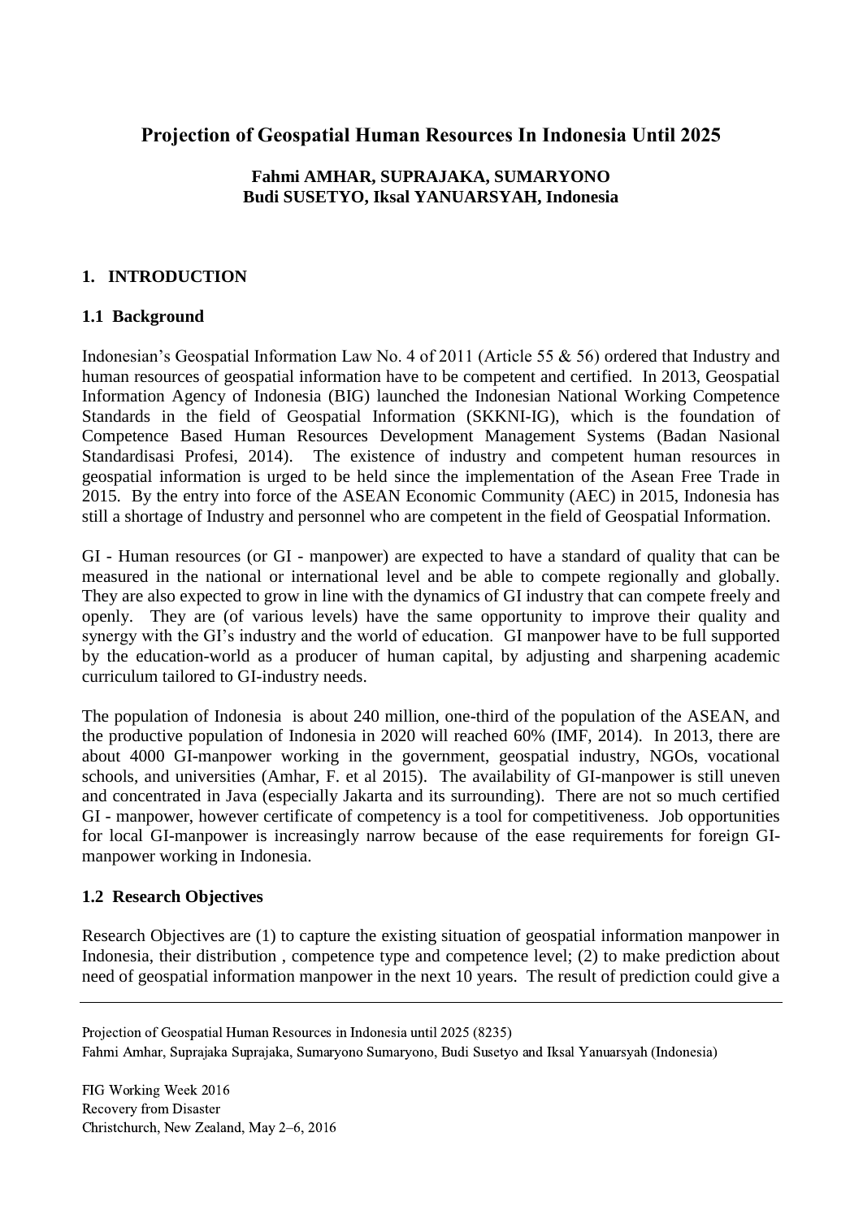# Projection of Geospatial Human Resources In Indonesia Until 2025

**Fahmi AMHAR, SUPRAJAKA, SUMARYONO**
**Budi SUSETYO, Iksal YANUARSYAH, Indonesia**

## 1. INTRODUCTION

### 1.1 Background

Indonesian's Geospatial Information Law No. 4 of 2011 (Article 55 & 56) ordered that Industry and human resources of geospatial information have to be competent and certified. In 2013, Geospatial Information Agency of Indonesia (BIG) launched the Indonesian National Working Competence Standards in the field of Geospatial Information (SKKNI-IG), which is the foundation of Competence Based Human Resources Development Management Systems (Badan Nasional Standardisasi Profesi, 2014). The existence of industry and competent human resources in geospatial information is urged to be held since the implementation of the Asean Free Trade in 2015. By the entry into force of the ASEAN Economic Community (AEC) in 2015, Indonesia has still a shortage of Industry and personnel who are competent in the field of Geospatial Information.

GI - Human resources (or GI - manpower) are expected to have a standard of quality that can be measured in the national or international level and be able to compete regionally and globally. They are also expected to grow in line with the dynamics of GI industry that can compete freely and openly. They are (of various levels) have the same opportunity to improve their quality and synergy with the GI's industry and the world of education. GI manpower have to be full supported by the education-world as a producer of human capital, by adjusting and sharpening academic curriculum tailored to GI-industry needs.

The population of Indonesia is about 240 million, one-third of the population of the ASEAN, and the productive population of Indonesia in 2020 will reached 60% (IMF, 2014). In 2013, there are about 4000 GI-manpower working in the government, geospatial industry, NGOs, vocational schools, and universities (Amhar, F. et al 2015). The availability of GI-manpower is still uneven and concentrated in Java (especially Jakarta and its surrounding). There are not so much certified GI - manpower, however certificate of competency is a tool for competitiveness. Job opportunities for local GI-manpower is increasingly narrow because of the ease requirements for foreign GI-manpower working in Indonesia.

### 1.2 Research Objectives

Research Objectives are (1) to capture the existing situation of geospatial information manpower in Indonesia, their distribution , competence type and competence level; (2) to make prediction about need of geospatial information manpower in the next 10 years. The result of prediction could give a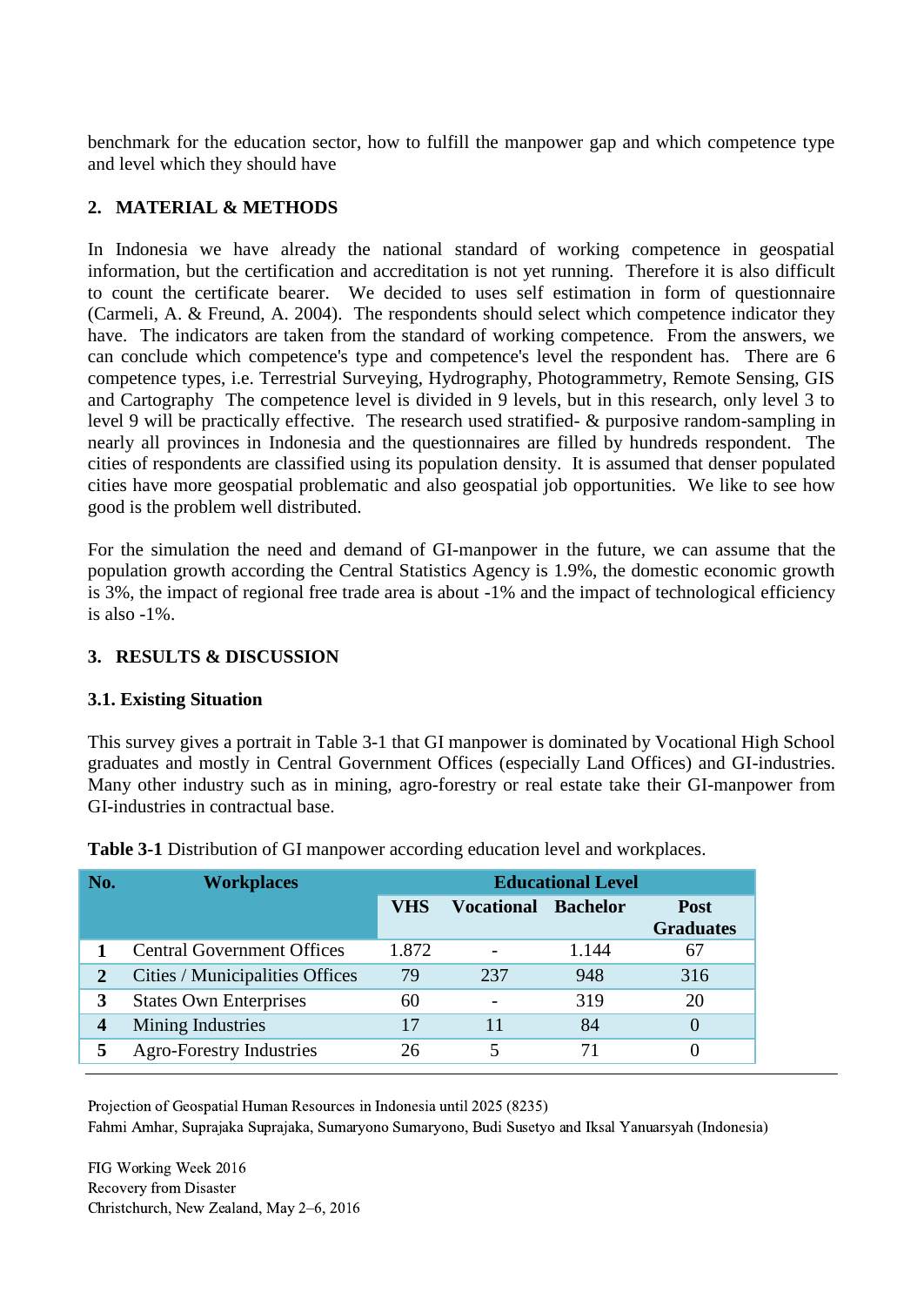benchmark for the education sector, how to fulfill the manpower gap and which competence type and level which they should have

## 2. MATERIAL & METHODS

In Indonesia we have already the national standard of working competence in geospatial information, but the certification and accreditation is not yet running. Therefore it is also difficult to count the certificate bearer. We decided to uses self estimation in form of questionnaire (Carmeli, A. & Freund, A. 2004). The respondents should select which competence indicator they have. The indicators are taken from the standard of working competence. From the answers, we can conclude which competence's type and competence's level the respondent has. There are 6 competence types, i.e. Terrestrial Surveying, Hydrography, Photogrammetry, Remote Sensing, GIS and Cartography The competence level is divided in 9 levels, but in this research, only level 3 to level 9 will be practically effective. The research used stratified- & purposive random-sampling in nearly all provinces in Indonesia and the questionnaires are filled by hundreds respondent. The cities of respondents are classified using its population density. It is assumed that denser populated cities have more geospatial problematic and also geospatial job opportunities. We like to see how good is the problem well distributed.

For the simulation the need and demand of GI-manpower in the future, we can assume that the population growth according the Central Statistics Agency is 1.9%, the domestic economic growth is 3%, the impact of regional free trade area is about -1% and the impact of technological efficiency is also -1%.

## 3. RESULTS & DISCUSSION

### 3.1. Existing Situation

This survey gives a portrait in Table 3-1 that GI manpower is dominated by Vocational High School graduates and mostly in Central Government Offices (especially Land Offices) and GI-industries. Many other industry such as in mining, agro-forestry or real estate take their GI-manpower from GI-industries in contractual base.

**Table 3-1** Distribution of GI manpower according education level and workplaces.

| No. | Workplaces | Educational Level | | | |
|---|---|---|---|---|---|
| | | VHS | Vocational | Bachelor | Post Graduates |
| 1 | Central Government Offices | 1.872 | - | 1.144 | 67 |
| 2 | Cities / Municipalities Offices | 79 | 237 | 948 | 316 |
| 3 | States Own Enterprises | 60 | - | 319 | 20 |
| 4 | Mining Industries | 17 | 11 | 84 | 0 |
| 5 | Agro-Forestry Industries | 26 | 5 | 71 | 0 |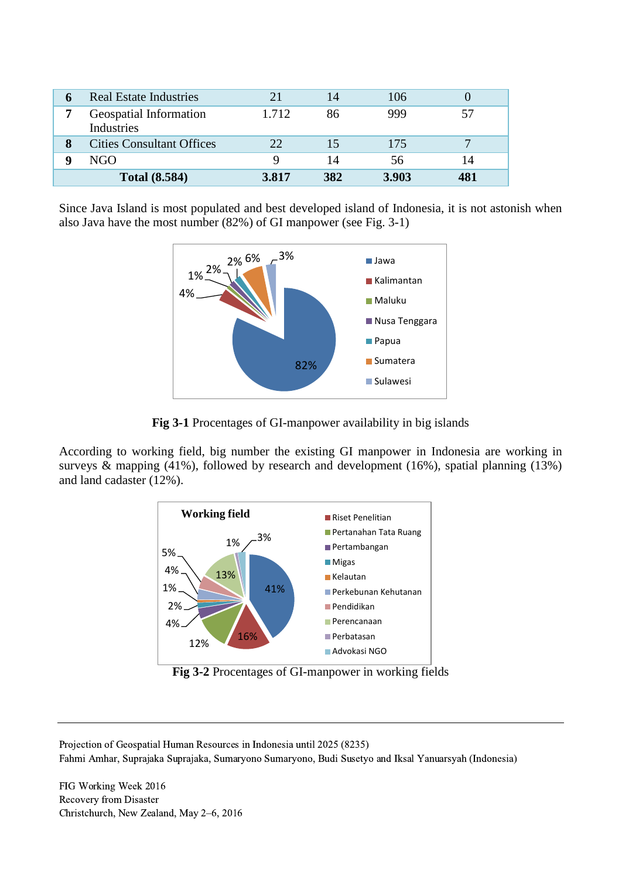| 6 | Real Estate Industries | 21 | 14 | 106 | 0 |
|---|---|---|---|---|---|
| 7 | Geospatial Information Industries | 1.712 | 86 | 999 | 57 |
| 8 | Cities Consultant Offices | 22 | 15 | 175 | 7 |
| 9 | NGO | 9 | 14 | 56 | 14 |
| | **Total (8.584)** | **3.817** | **382** | **3.903** | **481** |

Since Java Island is most populated and best developed island of Indonesia, it is not astonish when also Java have the most number (82%) of GI manpower (see Fig. 3-1)

**Fig 3-1** Procentages of GI-manpower availability in big islands

According to working field, big number the existing GI manpower in Indonesia are working in surveys & mapping (41%), followed by research and development (16%), spatial planning (13%) and land cadaster (12%).

**Fig 3-2** Procentages of GI-manpower in working fields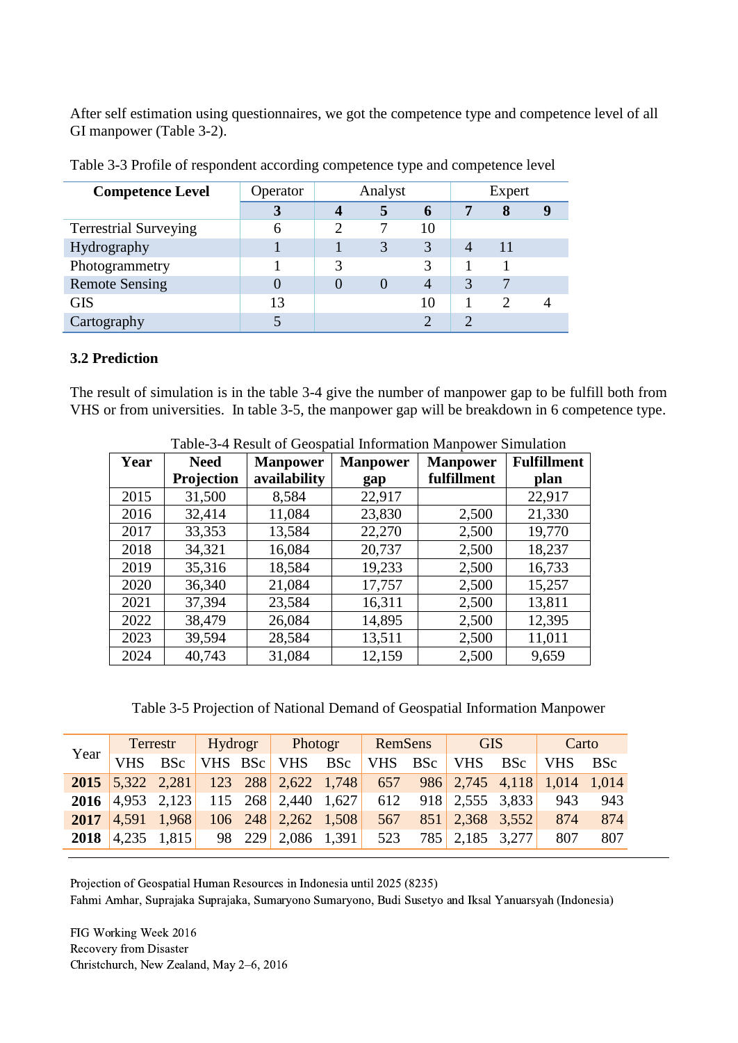After self estimation using questionnaires, we got the competence type and competence level of all GI manpower (Table 3-2).

Table 3-3 Profile of respondent according competence type and competence level

| **Competence Level** | Operator | Analyst | | | Expert | | |
|---|---|---|---|---|---|---|---|
| | **3** | **4** | **5** | **6** | **7** | **8** | **9** |
| Terrestrial Surveying | 6 | 2 | 7 | 10 | | | |
| Hydrography | 1 | 1 | 3 | 3 | 4 | 11 | |
| Photogrammetry | 1 | 3 | | 3 | 1 | 1 | |
| Remote Sensing | 0 | 0 | 0 | 4 | 3 | 7 | |
| GIS | 13 | | | 10 | 1 | 2 | 4 |
| Cartography | 5 | | | 2 | 2 | | |

### 3.2 Prediction

The result of simulation is in the table 3-4 give the number of manpower gap to be fulfill both from VHS or from universities. In table 3-5, the manpower gap will be breakdown in 6 competence type.

Table-3-4 Result of Geospatial Information Manpower Simulation

| **Year** | **Need Projection** | **Manpower availability** | **Manpower gap** | **Manpower fulfillment** | **Fulfillment plan** |
|---|---|---|---|---|---|
| 2015 | 31,500 | 8,584 | 22,917 | | 22,917 |
| 2016 | 32,414 | 11,084 | 23,830 | 2,500 | 21,330 |
| 2017 | 33,353 | 13,584 | 22,270 | 2,500 | 19,770 |
| 2018 | 34,321 | 16,084 | 20,737 | 2,500 | 18,237 |
| 2019 | 35,316 | 18,584 | 19,233 | 2,500 | 16,733 |
| 2020 | 36,340 | 21,084 | 17,757 | 2,500 | 15,257 |
| 2021 | 37,394 | 23,584 | 16,311 | 2,500 | 13,811 |
| 2022 | 38,479 | 26,084 | 14,895 | 2,500 | 12,395 |
| 2023 | 39,594 | 28,584 | 13,511 | 2,500 | 11,011 |
| 2024 | 40,743 | 31,084 | 12,159 | 2,500 | 9,659 |

Table 3-5 Projection of National Demand of Geospatial Information Manpower

| Year | Terrestr | | Hydrogr | | Photogr | | RemSens | | GIS | | Carto | |
|---|---|---|---|---|---|---|---|---|---|---|---|---|
| | VHS | BSc | VHS | BSc | VHS | BSc | VHS | BSc | VHS | BSc | VHS | BSc |
| **2015** | 5,322 | 2,281 | 123 | 288 | 2,622 | 1,748 | 657 | 986 | 2,745 | 4,118 | 1,014 | 1,014 |
| **2016** | 4,953 | 2,123 | 115 | 268 | 2,440 | 1,627 | 612 | 918 | 2,555 | 3,833 | 943 | 943 |
| **2017** | 4,591 | 1,968 | 106 | 248 | 2,262 | 1,508 | 567 | 851 | 2,368 | 3,552 | 874 | 874 |
| **2018** | 4,235 | 1,815 | 98 | 229 | 2,086 | 1,391 | 523 | 785 | 2,185 | 3,277 | 807 | 807 |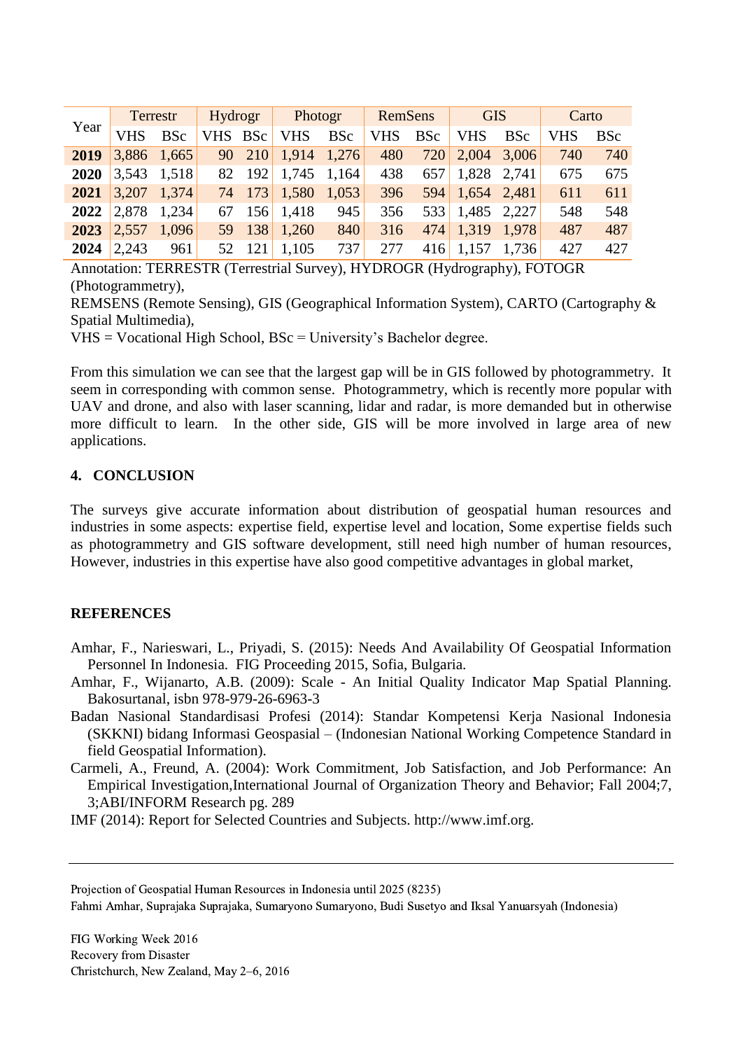| Year | Terrestr | | Hydrogr | | Photogr | | RemSens | | GIS | | Carto | |
|---|---|---|---|---|---|---|---|---|---|---|---|---|
| | VHS | BSc | VHS | BSc | VHS | BSc | VHS | BSc | VHS | BSc | VHS | BSc |
| **2019** | 3,886 | 1,665 | 90 | 210 | 1,914 | 1,276 | 480 | 720 | 2,004 | 3,006 | 740 | 740 |
| **2020** | 3,543 | 1,518 | 82 | 192 | 1,745 | 1,164 | 438 | 657 | 1,828 | 2,741 | 675 | 675 |
| **2021** | 3,207 | 1,374 | 74 | 173 | 1,580 | 1,053 | 396 | 594 | 1,654 | 2,481 | 611 | 611 |
| **2022** | 2,878 | 1,234 | 67 | 156 | 1,418 | 945 | 356 | 533 | 1,485 | 2,227 | 548 | 548 |
| **2023** | 2,557 | 1,096 | 59 | 138 | 1,260 | 840 | 316 | 474 | 1,319 | 1,978 | 487 | 487 |
| **2024** | 2,243 | 961 | 52 | 121 | 1,105 | 737 | 277 | 416 | 1,157 | 1,736 | 427 | 427 |

Annotation: TERRESTR (Terrestrial Survey), HYDROGR (Hydrography), FOTOGR (Photogrammetry),
REMSENS (Remote Sensing), GIS (Geographical Information System), CARTO (Cartography & Spatial Multimedia),
VHS = Vocational High School, BSc = University's Bachelor degree.

From this simulation we can see that the largest gap will be in GIS followed by photogrammetry. It seem in corresponding with common sense. Photogrammetry, which is recently more popular with UAV and drone, and also with laser scanning, lidar and radar, is more demanded but in otherwise more difficult to learn. In the other side, GIS will be more involved in large area of new applications.

## 4. CONCLUSION

The surveys give accurate information about distribution of geospatial human resources and industries in some aspects: expertise field, expertise level and location, Some expertise fields such as photogrammetry and GIS software development, still need high number of human resources, However, industries in this expertise have also good competitive advantages in global market,

## REFERENCES

Amhar, F., Narieswari, L., Priyadi, S. (2015): Needs And Availability Of Geospatial Information Personnel In Indonesia. FIG Proceeding 2015, Sofia, Bulgaria.

Amhar, F., Wijanarto, A.B. (2009): Scale - An Initial Quality Indicator Map Spatial Planning. Bakosurtanal, isbn 978-979-26-6963-3

Badan Nasional Standardisasi Profesi (2014): Standar Kompetensi Kerja Nasional Indonesia (SKKNI) bidang Informasi Geospasial – (Indonesian National Working Competence Standard in field Geospatial Information).

Carmeli, A., Freund, A. (2004): Work Commitment, Job Satisfaction, and Job Performance: An Empirical Investigation,International Journal of Organization Theory and Behavior; Fall 2004;7, 3;ABI/INFORM Research pg. 289

IMF (2014): Report for Selected Countries and Subjects. http://www.imf.org.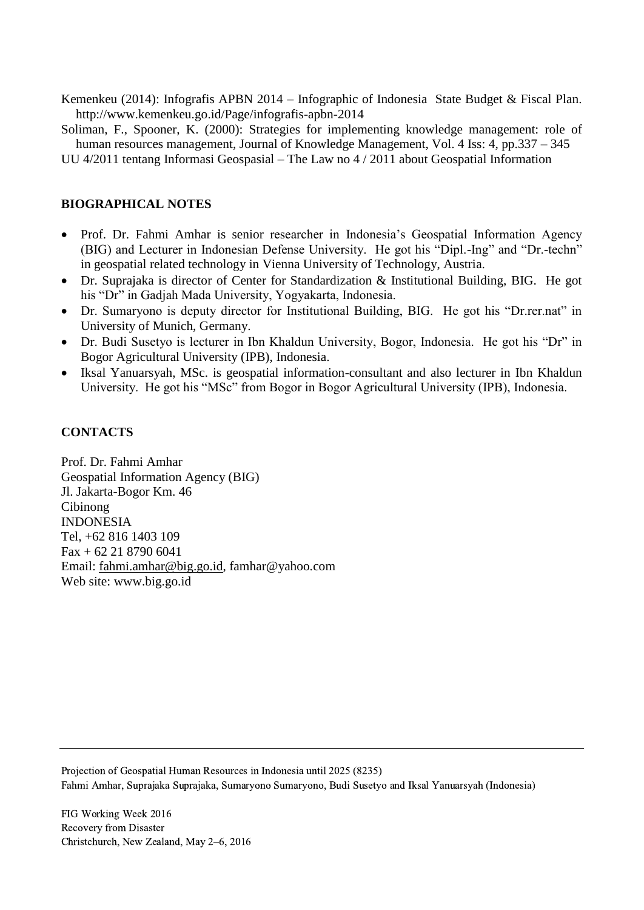Kemenkeu (2014): Infografis APBN 2014 – Infographic of Indonesia State Budget & Fiscal Plan. http://www.kemenkeu.go.id/Page/infografis-apbn-2014

Soliman, F., Spooner, K. (2000): Strategies for implementing knowledge management: role of human resources management, Journal of Knowledge Management, Vol. 4 Iss: 4, pp.337 – 345

UU 4/2011 tentang Informasi Geospasial – The Law no 4 / 2011 about Geospatial Information

## BIOGRAPHICAL NOTES

- Prof. Dr. Fahmi Amhar is senior researcher in Indonesia's Geospatial Information Agency (BIG) and Lecturer in Indonesian Defense University. He got his "Dipl.-Ing" and "Dr.-techn" in geospatial related technology in Vienna University of Technology, Austria.
- Dr. Suprajaka is director of Center for Standardization & Institutional Building, BIG. He got his "Dr" in Gadjah Mada University, Yogyakarta, Indonesia.
- Dr. Sumaryono is deputy director for Institutional Building, BIG. He got his "Dr.rer.nat" in University of Munich, Germany.
- Dr. Budi Susetyo is lecturer in Ibn Khaldun University, Bogor, Indonesia. He got his "Dr" in Bogor Agricultural University (IPB), Indonesia.
- Iksal Yanuarsyah, MSc. is geospatial information-consultant and also lecturer in Ibn Khaldun University. He got his "MSc" from Bogor in Bogor Agricultural University (IPB), Indonesia.

## CONTACTS

Prof. Dr. Fahmi Amhar
Geospatial Information Agency (BIG)
Jl. Jakarta-Bogor Km. 46
Cibinong
INDONESIA
Tel, +62 816 1403 109
Fax + 62 21 8790 6041
Email: fahmi.amhar@big.go.id, famhar@yahoo.com
Web site: www.big.go.id